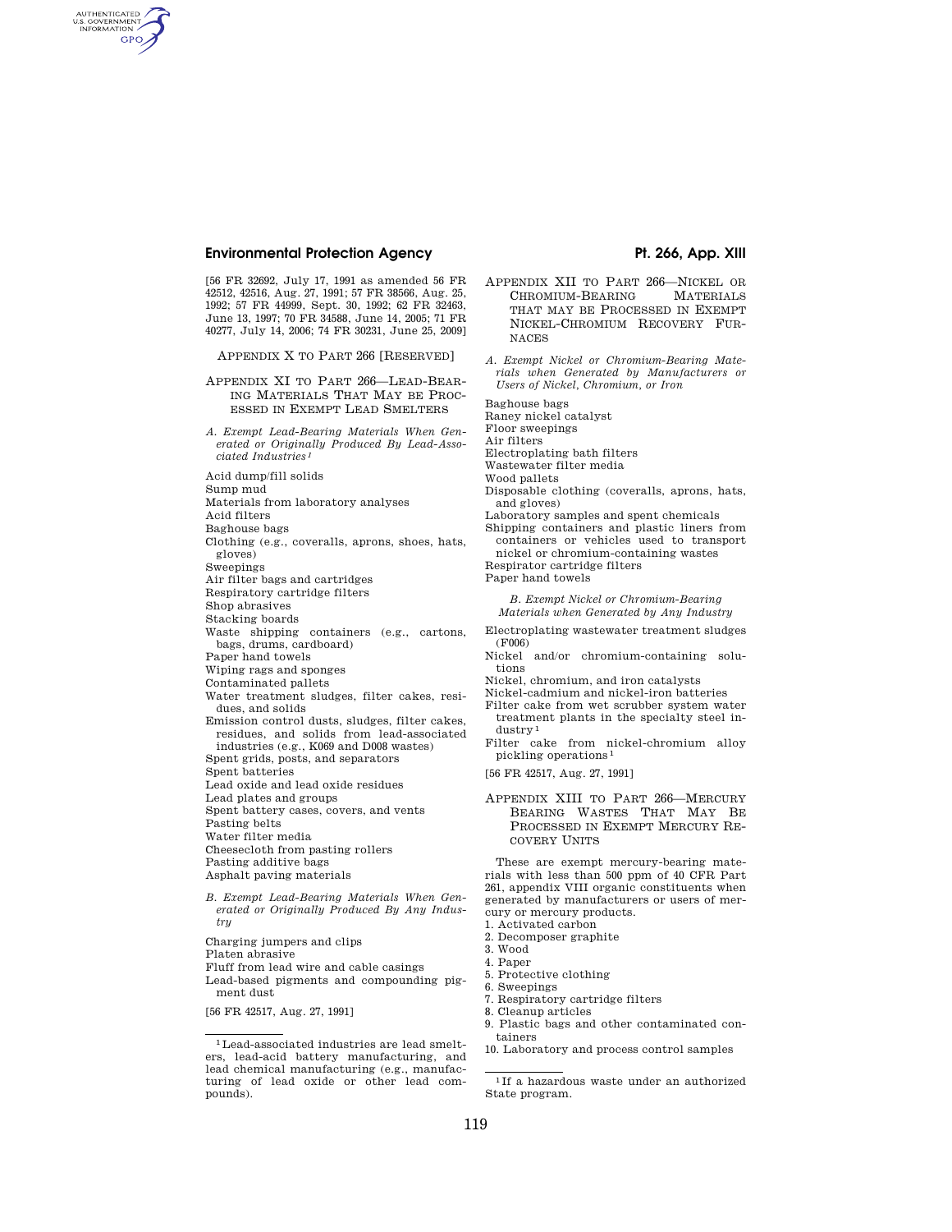[56 FR 32692, July 17, 1991 as amended 56 FR 42512, 42516, Aug. 27, 1991; 57 FR 38566, Aug. 25, 1992; 57 FR 44999, Sept. 30, 1992; 62 FR 32463, June 13, 1997; 70 FR 34588, June 14, 2005; 71 FR 40277, July 14, 2006; 74 FR 30231, June 25, 2009]

## APPENDIX X TO PART 266 [RESERVED]

## APPENDIX XI TO PART 266—LEAD-BEARING MATERIALS THAT MAY BE PROCESSED IN EXEMPT LEAD SMELTERS

*A. Exempt Lead-Bearing Materials When Generated or Originally Produced By Lead-Associated Industries* [1]

Acid dump/fill solids
Sump mud
Materials from laboratory analyses
Acid filters
Baghouse bags
Clothing (e.g., coveralls, aprons, shoes, hats, gloves)
Sweepings
Air filter bags and cartridges
Respiratory cartridge filters
Shop abrasives
Stacking boards
Waste shipping containers (e.g., cartons, bags, drums, cardboard)
Paper hand towels
Wiping rags and sponges
Contaminated pallets
Water treatment sludges, filter cakes, residues, and solids
Emission control dusts, sludges, filter cakes, residues, and solids from lead-associated industries (e.g., K069 and D008 wastes)
Spent grids, posts, and separators
Spent batteries
Lead oxide and lead oxide residues
Lead plates and groups
Spent battery cases, covers, and vents
Pasting belts
Water filter media
Cheesecloth from pasting rollers
Pasting additive bags
Asphalt paving materials

*B. Exempt Lead-Bearing Materials When Generated or Originally Produced By Any Industry*

Charging jumpers and clips
Platen abrasive
Fluff from lead wire and cable casings
Lead-based pigments and compounding pigment dust

[56 FR 42517, Aug. 27, 1991]

[1] Lead-associated industries are lead smelters, lead-acid battery manufacturing, and lead chemical manufacturing (e.g., manufacturing of lead oxide or other lead compounds).

## APPENDIX XII TO PART 266—NICKEL OR CHROMIUM-BEARING MATERIALS THAT MAY BE PROCESSED IN EXEMPT NICKEL-CHROMIUM RECOVERY FURNACES

*A. Exempt Nickel or Chromium-Bearing Materials when Generated by Manufacturers or Users of Nickel, Chromium, or Iron*

Baghouse bags
Raney nickel catalyst
Floor sweepings
Air filters
Electroplating bath filters
Wastewater filter media
Wood pallets
Disposable clothing (coveralls, aprons, hats, and gloves)
Laboratory samples and spent chemicals
Shipping containers and plastic liners from containers or vehicles used to transport nickel or chromium-containing wastes
Respirator cartridge filters
Paper hand towels

*B. Exempt Nickel or Chromium-Bearing Materials when Generated by Any Industry*

Electroplating wastewater treatment sludges (F006)
Nickel and/or chromium-containing solutions
Nickel, chromium, and iron catalysts
Nickel-cadmium and nickel-iron batteries
Filter cake from wet scrubber system water treatment plants in the specialty steel industry [1]
Filter cake from nickel-chromium alloy pickling operations [1]

[56 FR 42517, Aug. 27, 1991]

[1] If a hazardous waste under an authorized State program.

## APPENDIX XIII TO PART 266—MERCURY BEARING WASTES THAT MAY BE PROCESSED IN EXEMPT MERCURY RECOVERY UNITS

These are exempt mercury-bearing materials with less than 500 ppm of 40 CFR Part 261, appendix VIII organic constituents when generated by manufacturers or users of mercury or mercury products.

1. Activated carbon
2. Decomposer graphite
3. Wood
4. Paper
5. Protective clothing
6. Sweepings
7. Respiratory cartridge filters
8. Cleanup articles
9. Plastic bags and other contaminated containers
10. Laboratory and process control samples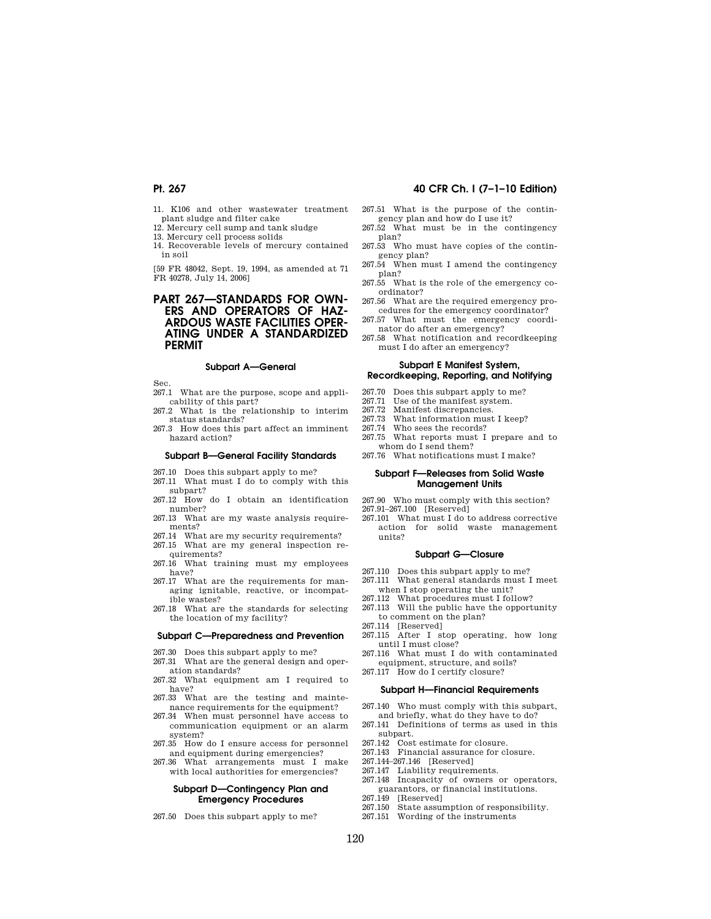11. K106 and other wastewater treatment plant sludge and filter cake
12. Mercury cell sump and tank sludge
13. Mercury cell process solids
14. Recoverable levels of mercury contained in soil

[59 FR 48042, Sept. 19, 1994, as amended at 71 FR 40278, July 14, 2006]

# PART 267—STANDARDS FOR OWNERS AND OPERATORS OF HAZARDOUS WASTE FACILITIES OPERATING UNDER A STANDARDIZED PERMIT

### Subpart A—General

Sec.
267.1 What are the purpose, scope and applicability of this part?
267.2 What is the relationship to interim status standards?
267.3 How does this part affect an imminent hazard action?

### Subpart B—General Facility Standards

267.10 Does this subpart apply to me?
267.11 What must I do to comply with this subpart?
267.12 How do I obtain an identification number?
267.13 What are my waste analysis requirements?
267.14 What are my security requirements?
267.15 What are my general inspection requirements?
267.16 What training must my employees have?
267.17 What are the requirements for managing ignitable, reactive, or incompatible wastes?
267.18 What are the standards for selecting the location of my facility?

### Subpart C—Preparedness and Prevention

267.30 Does this subpart apply to me?
267.31 What are the general design and operation standards?
267.32 What equipment am I required to have?
267.33 What are the testing and maintenance requirements for the equipment?
267.34 When must personnel have access to communication equipment or an alarm system?
267.35 How do I ensure access for personnel and equipment during emergencies?
267.36 What arrangements must I make with local authorities for emergencies?

### Subpart D—Contingency Plan and Emergency Procedures

267.50 Does this subpart apply to me?
267.51 What is the purpose of the contingency plan and how do I use it?
267.52 What must be in the contingency plan?
267.53 Who must have copies of the contingency plan?
267.54 When must I amend the contingency plan?
267.55 What is the role of the emergency coordinator?
267.56 What are the required emergency procedures for the emergency coordinator?
267.57 What must the emergency coordinator do after an emergency?
267.58 What notification and recordkeeping must I do after an emergency?

### Subpart E Manifest System, Recordkeeping, Reporting, and Notifying

267.70 Does this subpart apply to me?
267.71 Use of the manifest system.
267.72 Manifest discrepancies.
267.73 What information must I keep?
267.74 Who sees the records?
267.75 What reports must I prepare and to whom do I send them?
267.76 What notifications must I make?

### Subpart F—Releases from Solid Waste Management Units

267.90 Who must comply with this section?
267.91–267.100 [Reserved]
267.101 What must I do to address corrective action for solid waste management units?

### Subpart G—Closure

267.110 Does this subpart apply to me?
267.111 What general standards must I meet when I stop operating the unit?
267.112 What procedures must I follow?
267.113 Will the public have the opportunity to comment on the plan?
267.114 [Reserved]
267.115 After I stop operating, how long until I must close?
267.116 What must I do with contaminated equipment, structure, and soils?
267.117 How do I certify closure?

### Subpart H—Financial Requirements

267.140 Who must comply with this subpart, and briefly, what do they have to do?
267.141 Definitions of terms as used in this subpart.
267.142 Cost estimate for closure.
267.143 Financial assurance for closure.
267.144–267.146 [Reserved]
267.147 Liability requirements.
267.148 Incapacity of owners or operators, guarantors, or financial institutions.
267.149 [Reserved]
267.150 State assumption of responsibility.
267.151 Wording of the instruments